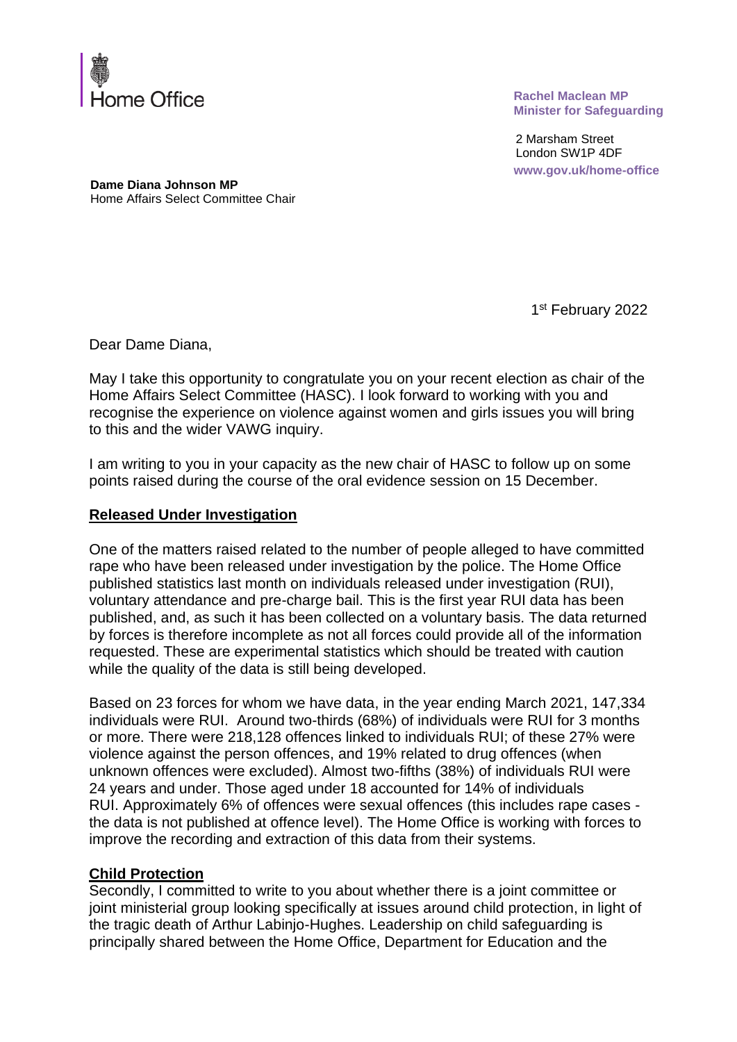Home Office

**Rachel Maclean MP**
**Minister for Safeguarding**

2 Marsham Street
London SW1P 4DF
**www.gov.uk/home-office**

**Dame Diana Johnson MP**
Home Affairs Select Committee Chair

1st February 2022

Dear Dame Diana,

May I take this opportunity to congratulate you on your recent election as chair of the Home Affairs Select Committee (HASC). I look forward to working with you and recognise the experience on violence against women and girls issues you will bring to this and the wider VAWG inquiry.

I am writing to you in your capacity as the new chair of HASC to follow up on some points raised during the course of the oral evidence session on 15 December.

**Released Under Investigation**

One of the matters raised related to the number of people alleged to have committed rape who have been released under investigation by the police. The Home Office published statistics last month on individuals released under investigation (RUI), voluntary attendance and pre-charge bail. This is the first year RUI data has been published, and, as such it has been collected on a voluntary basis. The data returned by forces is therefore incomplete as not all forces could provide all of the information requested. These are experimental statistics which should be treated with caution while the quality of the data is still being developed.

Based on 23 forces for whom we have data, in the year ending March 2021, 147,334 individuals were RUI. Around two-thirds (68%) of individuals were RUI for 3 months or more. There were 218,128 offences linked to individuals RUI; of these 27% were violence against the person offences, and 19% related to drug offences (when unknown offences were excluded). Almost two-fifths (38%) of individuals RUI were 24 years and under. Those aged under 18 accounted for 14% of individuals RUI. Approximately 6% of offences were sexual offences (this includes rape cases - the data is not published at offence level). The Home Office is working with forces to improve the recording and extraction of this data from their systems.

**Child Protection**

Secondly, I committed to write to you about whether there is a joint committee or joint ministerial group looking specifically at issues around child protection, in light of the tragic death of Arthur Labinjo-Hughes. Leadership on child safeguarding is principally shared between the Home Office, Department for Education and the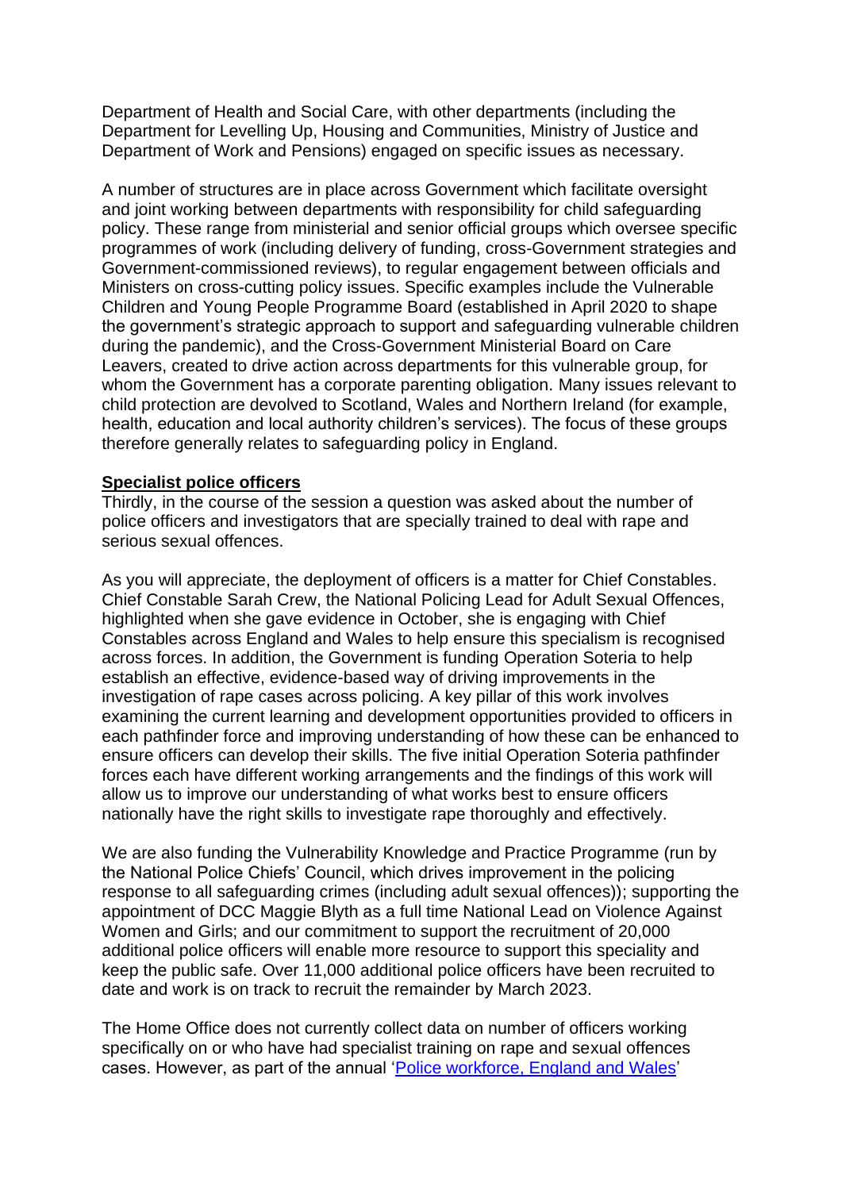Department of Health and Social Care, with other departments (including the Department for Levelling Up, Housing and Communities, Ministry of Justice and Department of Work and Pensions) engaged on specific issues as necessary.

A number of structures are in place across Government which facilitate oversight and joint working between departments with responsibility for child safeguarding policy. These range from ministerial and senior official groups which oversee specific programmes of work (including delivery of funding, cross-Government strategies and Government-commissioned reviews), to regular engagement between officials and Ministers on cross-cutting policy issues. Specific examples include the Vulnerable Children and Young People Programme Board (established in April 2020 to shape the government's strategic approach to support and safeguarding vulnerable children during the pandemic), and the Cross-Government Ministerial Board on Care Leavers, created to drive action across departments for this vulnerable group, for whom the Government has a corporate parenting obligation. Many issues relevant to child protection are devolved to Scotland, Wales and Northern Ireland (for example, health, education and local authority children's services). The focus of these groups therefore generally relates to safeguarding policy in England.

**Specialist police officers**

Thirdly, in the course of the session a question was asked about the number of police officers and investigators that are specially trained to deal with rape and serious sexual offences.

As you will appreciate, the deployment of officers is a matter for Chief Constables. Chief Constable Sarah Crew, the National Policing Lead for Adult Sexual Offences, highlighted when she gave evidence in October, she is engaging with Chief Constables across England and Wales to help ensure this specialism is recognised across forces. In addition, the Government is funding Operation Soteria to help establish an effective, evidence-based way of driving improvements in the investigation of rape cases across policing. A key pillar of this work involves examining the current learning and development opportunities provided to officers in each pathfinder force and improving understanding of how these can be enhanced to ensure officers can develop their skills. The five initial Operation Soteria pathfinder forces each have different working arrangements and the findings of this work will allow us to improve our understanding of what works best to ensure officers nationally have the right skills to investigate rape thoroughly and effectively.

We are also funding the Vulnerability Knowledge and Practice Programme (run by the National Police Chiefs' Council, which drives improvement in the policing response to all safeguarding crimes (including adult sexual offences)); supporting the appointment of DCC Maggie Blyth as a full time National Lead on Violence Against Women and Girls; and our commitment to support the recruitment of 20,000 additional police officers will enable more resource to support this speciality and keep the public safe. Over 11,000 additional police officers have been recruited to date and work is on track to recruit the remainder by March 2023.

The Home Office does not currently collect data on number of officers working specifically on or who have had specialist training on rape and sexual offences cases. However, as part of the annual '[Police workforce, England and Wales](#)'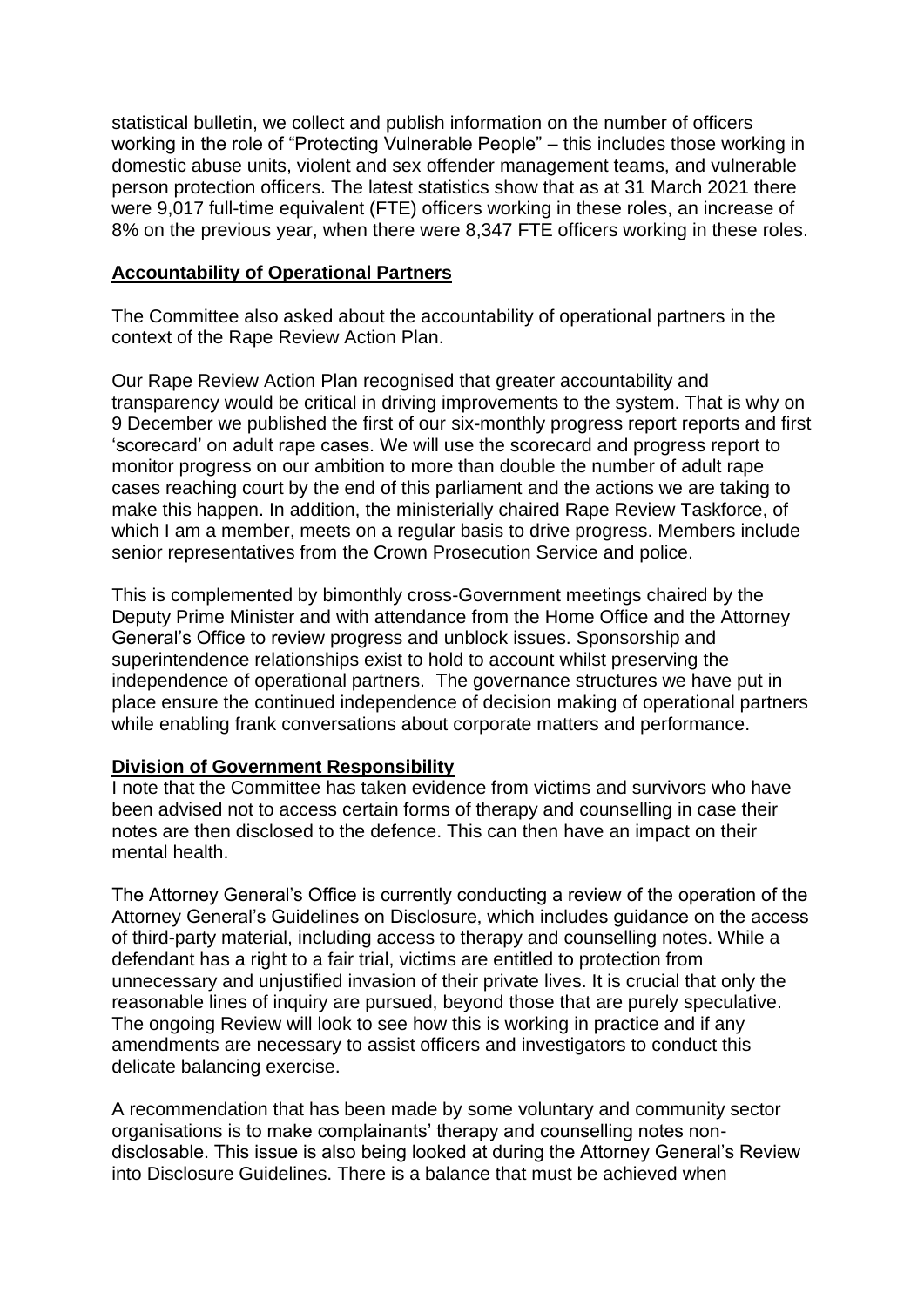statistical bulletin, we collect and publish information on the number of officers working in the role of "Protecting Vulnerable People" – this includes those working in domestic abuse units, violent and sex offender management teams, and vulnerable person protection officers. The latest statistics show that as at 31 March 2021 there were 9,017 full-time equivalent (FTE) officers working in these roles, an increase of 8% on the previous year, when there were 8,347 FTE officers working in these roles.

**Accountability of Operational Partners**

The Committee also asked about the accountability of operational partners in the context of the Rape Review Action Plan.

Our Rape Review Action Plan recognised that greater accountability and transparency would be critical in driving improvements to the system. That is why on 9 December we published the first of our six-monthly progress report reports and first 'scorecard' on adult rape cases. We will use the scorecard and progress report to monitor progress on our ambition to more than double the number of adult rape cases reaching court by the end of this parliament and the actions we are taking to make this happen. In addition, the ministerially chaired Rape Review Taskforce, of which I am a member, meets on a regular basis to drive progress. Members include senior representatives from the Crown Prosecution Service and police.

This is complemented by bimonthly cross-Government meetings chaired by the Deputy Prime Minister and with attendance from the Home Office and the Attorney General's Office to review progress and unblock issues. Sponsorship and superintendence relationships exist to hold to account whilst preserving the independence of operational partners. The governance structures we have put in place ensure the continued independence of decision making of operational partners while enabling frank conversations about corporate matters and performance.

**Division of Government Responsibility**

I note that the Committee has taken evidence from victims and survivors who have been advised not to access certain forms of therapy and counselling in case their notes are then disclosed to the defence. This can then have an impact on their mental health.

The Attorney General's Office is currently conducting a review of the operation of the Attorney General's Guidelines on Disclosure, which includes guidance on the access of third-party material, including access to therapy and counselling notes. While a defendant has a right to a fair trial, victims are entitled to protection from unnecessary and unjustified invasion of their private lives. It is crucial that only the reasonable lines of inquiry are pursued, beyond those that are purely speculative. The ongoing Review will look to see how this is working in practice and if any amendments are necessary to assist officers and investigators to conduct this delicate balancing exercise.

A recommendation that has been made by some voluntary and community sector organisations is to make complainants' therapy and counselling notes non-disclosable. This issue is also being looked at during the Attorney General's Review into Disclosure Guidelines. There is a balance that must be achieved when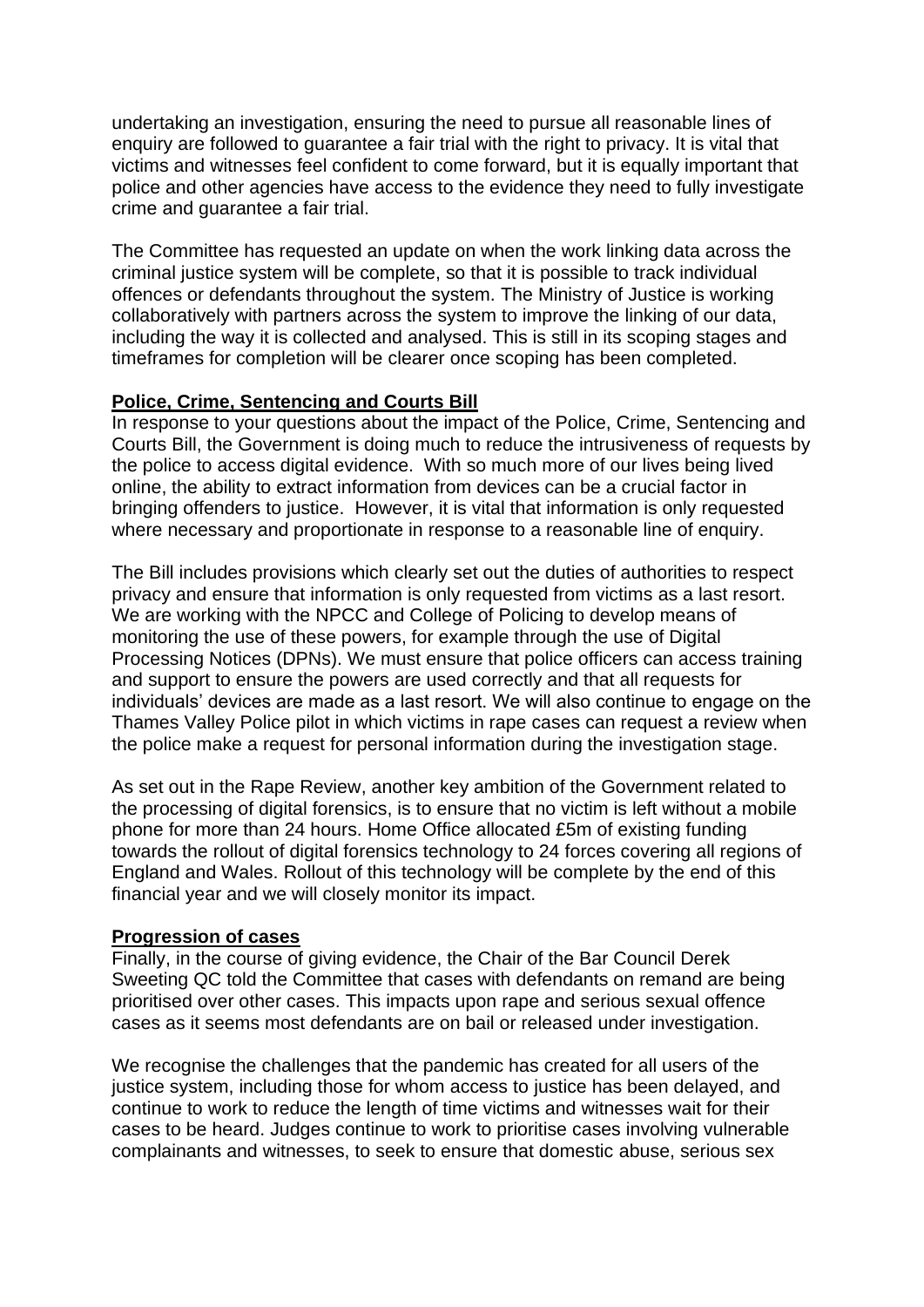undertaking an investigation, ensuring the need to pursue all reasonable lines of enquiry are followed to guarantee a fair trial with the right to privacy. It is vital that victims and witnesses feel confident to come forward, but it is equally important that police and other agencies have access to the evidence they need to fully investigate crime and guarantee a fair trial.

The Committee has requested an update on when the work linking data across the criminal justice system will be complete, so that it is possible to track individual offences or defendants throughout the system. The Ministry of Justice is working collaboratively with partners across the system to improve the linking of our data, including the way it is collected and analysed. This is still in its scoping stages and timeframes for completion will be clearer once scoping has been completed.

**Police, Crime, Sentencing and Courts Bill**

In response to your questions about the impact of the Police, Crime, Sentencing and Courts Bill, the Government is doing much to reduce the intrusiveness of requests by the police to access digital evidence. With so much more of our lives being lived online, the ability to extract information from devices can be a crucial factor in bringing offenders to justice. However, it is vital that information is only requested where necessary and proportionate in response to a reasonable line of enquiry.

The Bill includes provisions which clearly set out the duties of authorities to respect privacy and ensure that information is only requested from victims as a last resort. We are working with the NPCC and College of Policing to develop means of monitoring the use of these powers, for example through the use of Digital Processing Notices (DPNs). We must ensure that police officers can access training and support to ensure the powers are used correctly and that all requests for individuals' devices are made as a last resort. We will also continue to engage on the Thames Valley Police pilot in which victims in rape cases can request a review when the police make a request for personal information during the investigation stage.

As set out in the Rape Review, another key ambition of the Government related to the processing of digital forensics, is to ensure that no victim is left without a mobile phone for more than 24 hours. Home Office allocated £5m of existing funding towards the rollout of digital forensics technology to 24 forces covering all regions of England and Wales. Rollout of this technology will be complete by the end of this financial year and we will closely monitor its impact.

**Progression of cases**

Finally, in the course of giving evidence, the Chair of the Bar Council Derek Sweeting QC told the Committee that cases with defendants on remand are being prioritised over other cases. This impacts upon rape and serious sexual offence cases as it seems most defendants are on bail or released under investigation.

We recognise the challenges that the pandemic has created for all users of the justice system, including those for whom access to justice has been delayed, and continue to work to reduce the length of time victims and witnesses wait for their cases to be heard. Judges continue to work to prioritise cases involving vulnerable complainants and witnesses, to seek to ensure that domestic abuse, serious sex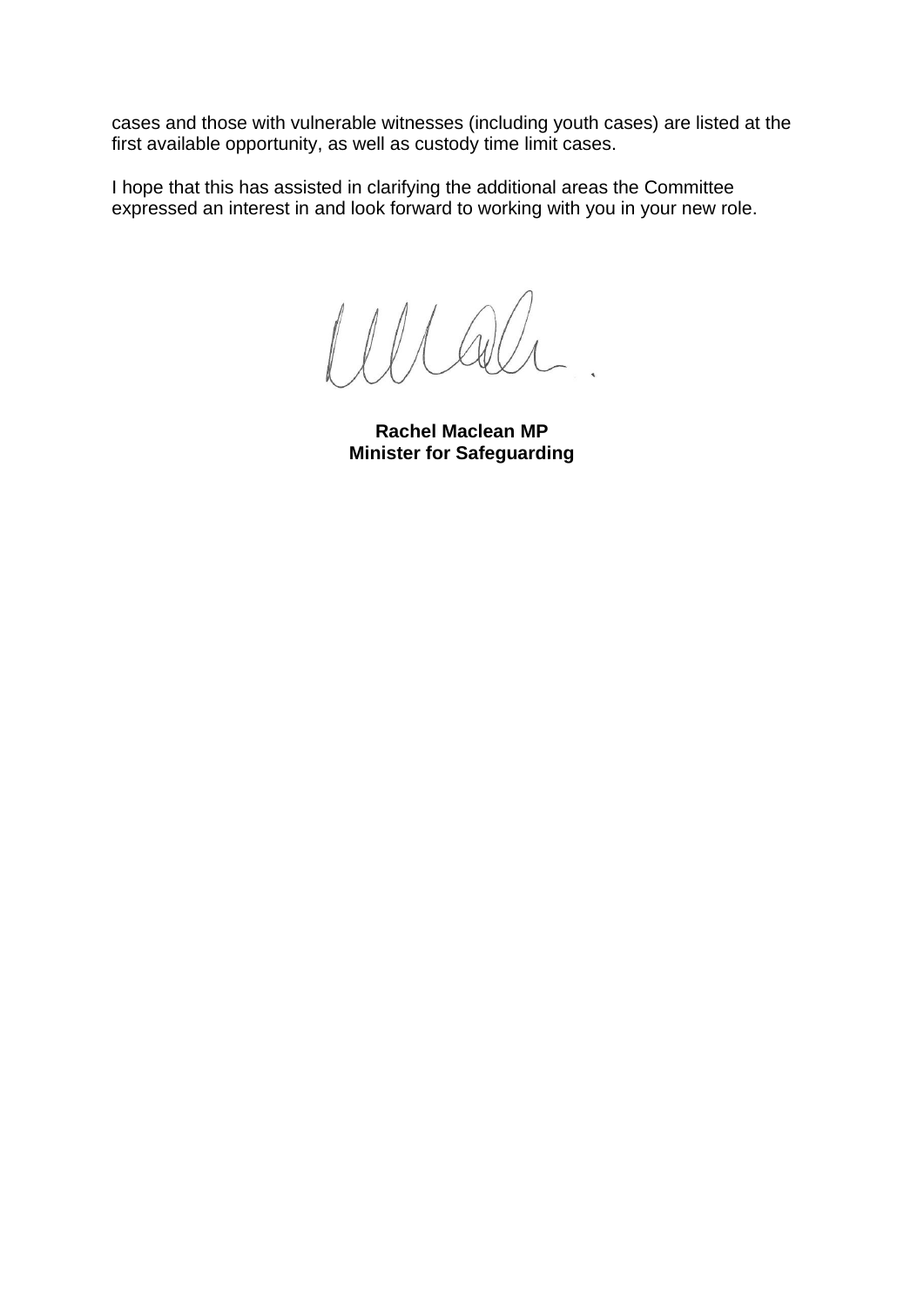cases and those with vulnerable witnesses (including youth cases) are listed at the first available opportunity, as well as custody time limit cases.

I hope that this has assisted in clarifying the additional areas the Committee expressed an interest in and look forward to working with you in your new role.

**Rachel Maclean MP**
**Minister for Safeguarding**